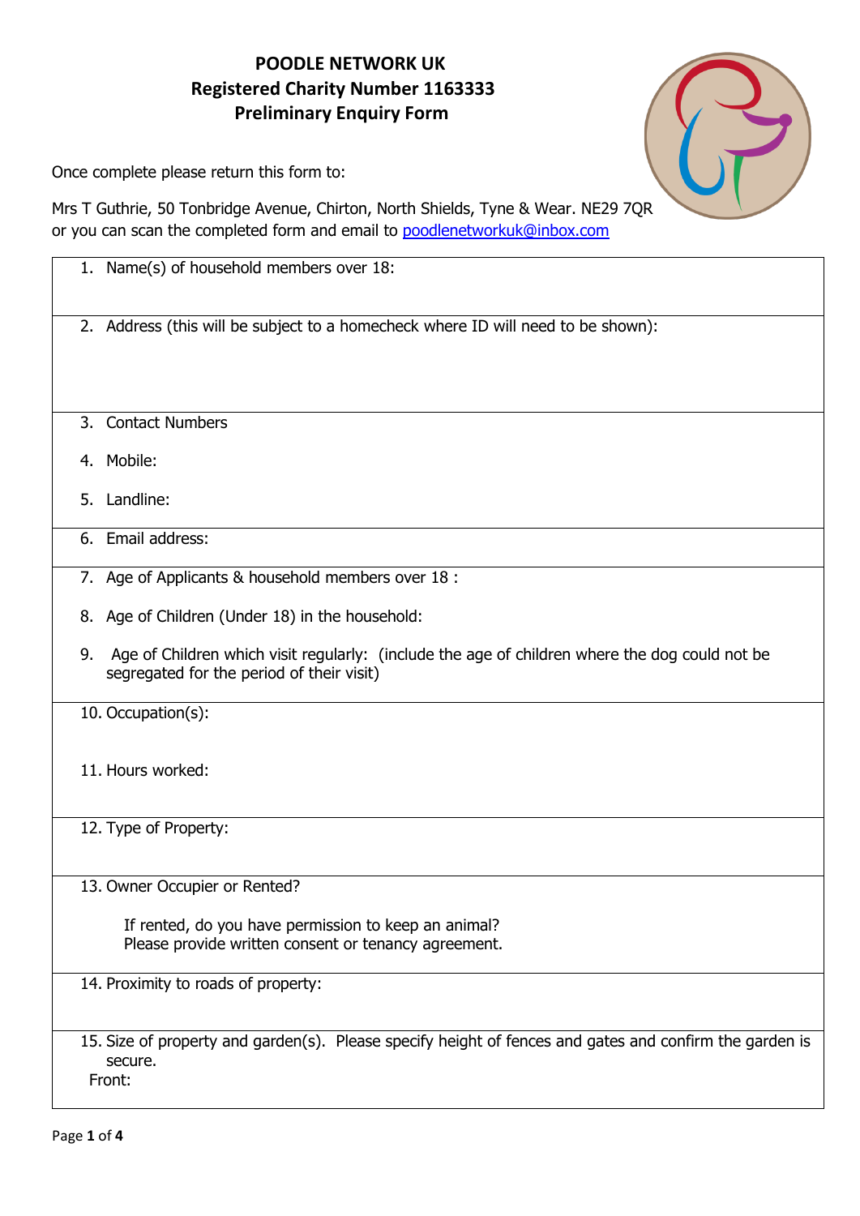# POODLE NETWORK UK
## Registered Charity Number 1163333
## Preliminary Enquiry Form

Once complete please return this form to:

Mrs T Guthrie, 50 Tonbridge Avenue, Chirton, North Shields, Tyne & Wear. NE29 7QR
or you can scan the completed form and email to poodlenetworkuk@inbox.com

1. Name(s) of household members over 18:

2. Address (this will be subject to a homecheck where ID will need to be shown):

3. Contact Numbers

4. Mobile:

5. Landline:

6. Email address:

7. Age of Applicants & household members over 18 :

8. Age of Children (Under 18) in the household:

9. Age of Children which visit regularly: (include the age of children where the dog could not be segregated for the period of their visit)

10. Occupation(s):

11. Hours worked:

12. Type of Property:

13. Owner Occupier or Rented?

    If rented, do you have permission to keep an animal?
    Please provide written consent or tenancy agreement.

14. Proximity to roads of property:

15. Size of property and garden(s). Please specify height of fences and gates and confirm the garden is secure.
    Front: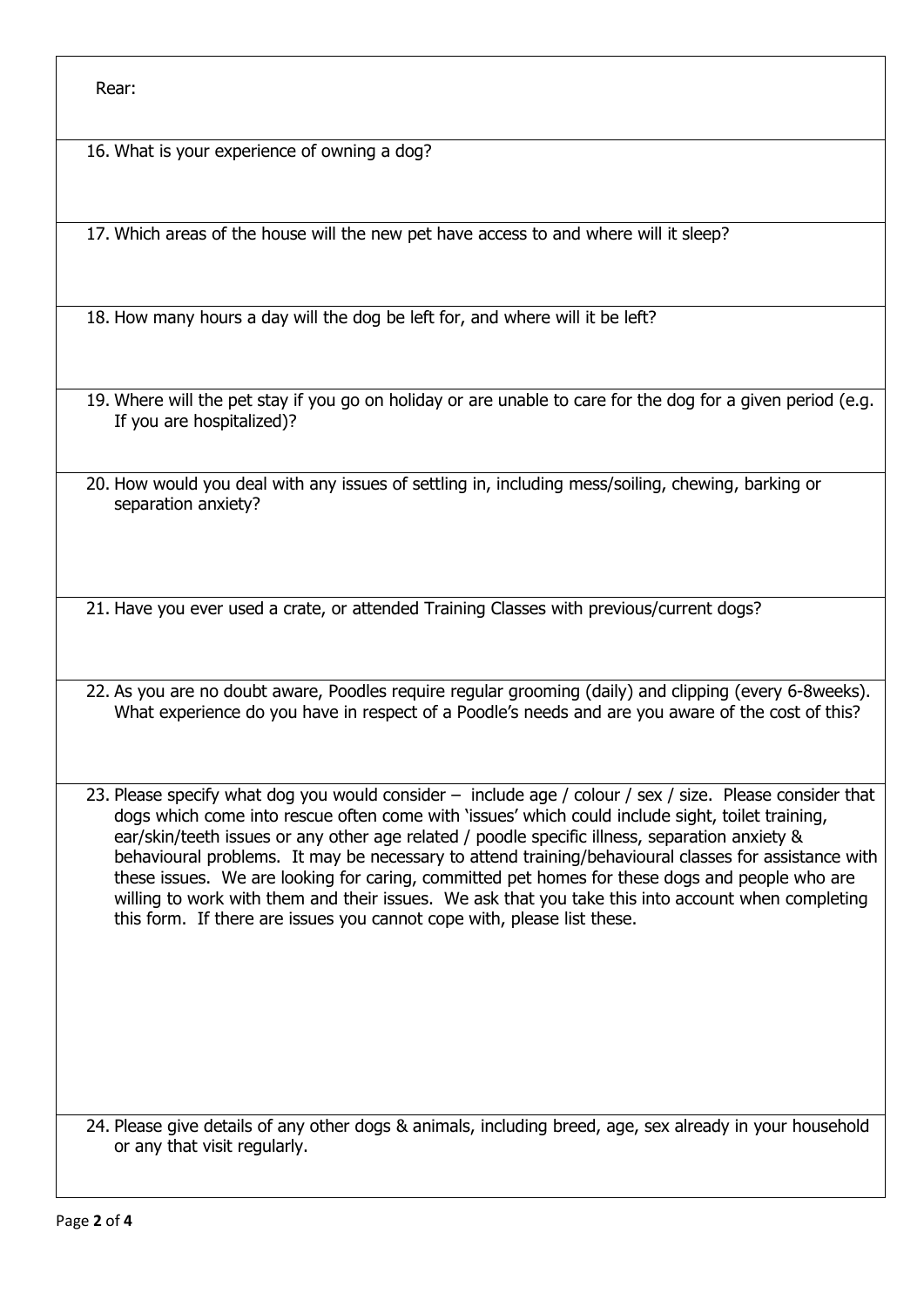Rear:

16. What is your experience of owning a dog?

17. Which areas of the house will the new pet have access to and where will it sleep?

18. How many hours a day will the dog be left for, and where will it be left?

19. Where will the pet stay if you go on holiday or are unable to care for the dog for a given period (e.g. If you are hospitalized)?

20. How would you deal with any issues of settling in, including mess/soiling, chewing, barking or separation anxiety?

21. Have you ever used a crate, or attended Training Classes with previous/current dogs?

22. As you are no doubt aware, Poodles require regular grooming (daily) and clipping (every 6-8weeks). What experience do you have in respect of a Poodle's needs and are you aware of the cost of this?

23. Please specify what dog you would consider – include age / colour / sex / size. Please consider that dogs which come into rescue often come with 'issues' which could include sight, toilet training, ear/skin/teeth issues or any other age related / poodle specific illness, separation anxiety & behavioural problems. It may be necessary to attend training/behavioural classes for assistance with these issues. We are looking for caring, committed pet homes for these dogs and people who are willing to work with them and their issues. We ask that you take this into account when completing this form. If there are issues you cannot cope with, please list these.

24. Please give details of any other dogs & animals, including breed, age, sex already in your household or any that visit regularly.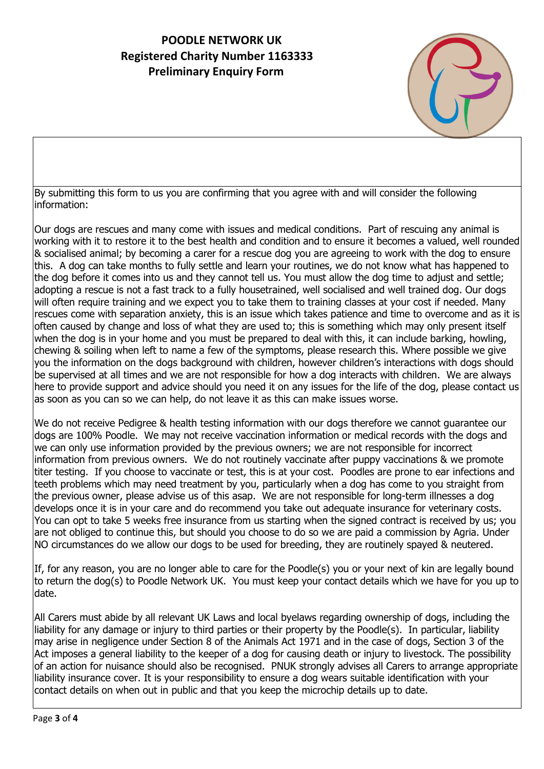**POODLE NETWORK UK**
**Registered Charity Number 1163333**
**Preliminary Enquiry Form**

By submitting this form to us you are confirming that you agree with and will consider the following information:

Our dogs are rescues and many come with issues and medical conditions. Part of rescuing any animal is working with it to restore it to the best health and condition and to ensure it becomes a valued, well rounded & socialised animal; by becoming a carer for a rescue dog you are agreeing to work with the dog to ensure this. A dog can take months to fully settle and learn your routines, we do not know what has happened to the dog before it comes into us and they cannot tell us. You must allow the dog time to adjust and settle; adopting a rescue is not a fast track to a fully housetrained, well socialised and well trained dog. Our dogs will often require training and we expect you to take them to training classes at your cost if needed. Many rescues come with separation anxiety, this is an issue which takes patience and time to overcome and as it is often caused by change and loss of what they are used to; this is something which may only present itself when the dog is in your home and you must be prepared to deal with this, it can include barking, howling, chewing & soiling when left to name a few of the symptoms, please research this. Where possible we give you the information on the dogs background with children, however children's interactions with dogs should be supervised at all times and we are not responsible for how a dog interacts with children. We are always here to provide support and advice should you need it on any issues for the life of the dog, please contact us as soon as you can so we can help, do not leave it as this can make issues worse.

We do not receive Pedigree & health testing information with our dogs therefore we cannot guarantee our dogs are 100% Poodle. We may not receive vaccination information or medical records with the dogs and we can only use information provided by the previous owners; we are not responsible for incorrect information from previous owners. We do not routinely vaccinate after puppy vaccinations & we promote titer testing. If you choose to vaccinate or test, this is at your cost. Poodles are prone to ear infections and teeth problems which may need treatment by you, particularly when a dog has come to you straight from the previous owner, please advise us of this asap. We are not responsible for long-term illnesses a dog develops once it is in your care and do recommend you take out adequate insurance for veterinary costs. You can opt to take 5 weeks free insurance from us starting when the signed contract is received by us; you are not obliged to continue this, but should you choose to do so we are paid a commission by Agria. Under NO circumstances do we allow our dogs to be used for breeding, they are routinely spayed & neutered.

If, for any reason, you are no longer able to care for the Poodle(s) you or your next of kin are legally bound to return the dog(s) to Poodle Network UK. You must keep your contact details which we have for you up to date.

All Carers must abide by all relevant UK Laws and local byelaws regarding ownership of dogs, including the liability for any damage or injury to third parties or their property by the Poodle(s). In particular, liability may arise in negligence under Section 8 of the Animals Act 1971 and in the case of dogs, Section 3 of the Act imposes a general liability to the keeper of a dog for causing death or injury to livestock. The possibility of an action for nuisance should also be recognised. PNUK strongly advises all Carers to arrange appropriate liability insurance cover. It is your responsibility to ensure a dog wears suitable identification with your contact details on when out in public and that you keep the microchip details up to date.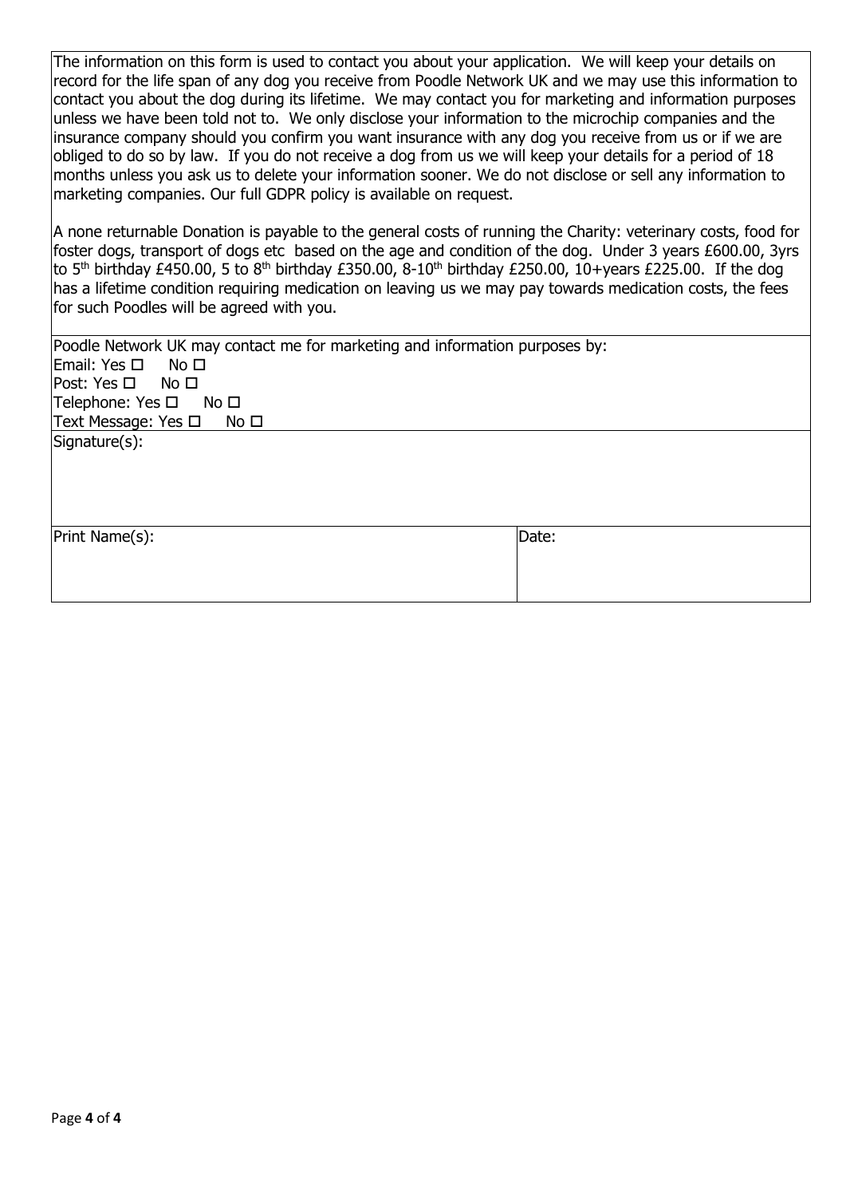The information on this form is used to contact you about your application. We will keep your details on record for the life span of any dog you receive from Poodle Network UK and we may use this information to contact you about the dog during its lifetime. We may contact you for marketing and information purposes unless we have been told not to. We only disclose your information to the microchip companies and the insurance company should you confirm you want insurance with any dog you receive from us or if we are obliged to do so by law. If you do not receive a dog from us we will keep your details for a period of 18 months unless you ask us to delete your information sooner. We do not disclose or sell any information to marketing companies. Our full GDPR policy is available on request.

A none returnable Donation is payable to the general costs of running the Charity: veterinary costs, food for foster dogs, transport of dogs etc based on the age and condition of the dog. Under 3 years £600.00, 3yrs to 5th birthday £450.00, 5 to 8th birthday £350.00, 8-10th birthday £250.00, 10+years £225.00. If the dog has a lifetime condition requiring medication on leaving us we may pay towards medication costs, the fees for such Poodles will be agreed with you.

Poodle Network UK may contact me for marketing and information purposes by:
Email: Yes ☐ No ☐
Post: Yes ☐ No ☐
Telephone: Yes ☐ No ☐
Text Message: Yes ☐ No ☐

Signature(s):

| | |
|---|---|
| Print Name(s): | Date: |